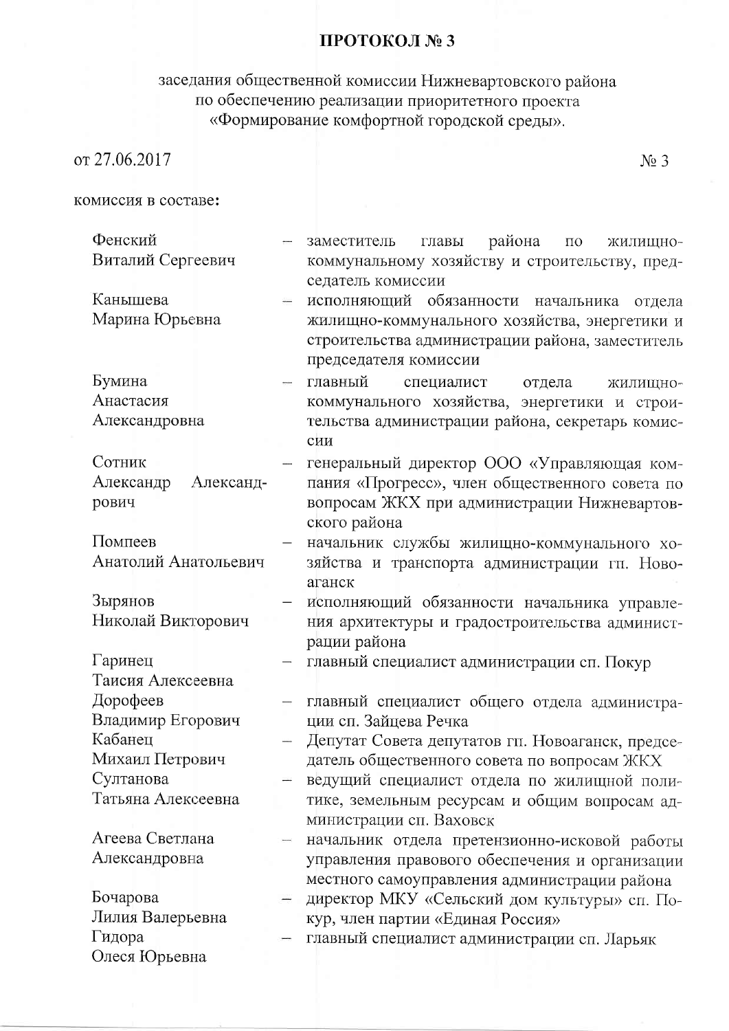# ПРОТОКОЛ № 3

заседания общественной комиссии Нижневартовского района по обеспечению реализации приоритетного проекта «Формирование комфортной городской среды».

от 27.06.2017 № 3

комиссия в составе:

| | | |
|---|---|---|
| Фенский Виталий Сергеевич | – | заместитель главы района по жилищно-коммунальному хозяйству и строительству, председатель комиссии |
| Канышева Марина Юрьевна | – | исполняющий обязанности начальника отдела жилищно-коммунального хозяйства, энергетики и строительства администрации района, заместитель председателя комиссии |
| Бумина Анастасия Александровна | – | главный специалист отдела жилищно-коммунального хозяйства, энергетики и строительства администрации района, секретарь комиссии |
| Сотник Александр Александрович | – | генеральный директор ООО «Управляющая компания «Прогресс», член общественного совета по вопросам ЖКХ при администрации Нижневартовского района |
| Помпеев Анатолий Анатольевич | – | начальник службы жилищно-коммунального хозяйства и транспорта администрации гп. Новоаганск |
| Зырянов Николай Викторович | – | исполняющий обязанности начальника управления архитектуры и градостроительства администрации района |
| Гаринец Таисия Алексеевна | – | главный специалист администрации сп. Покур |
| Дорофеев Владимир Егорович | – | главный специалист общего отдела администрации сп. Зайцева Речка |
| Кабанец Михаил Петрович | – | Депутат Совета депутатов гп. Новоаганск, председатель общественного совета по вопросам ЖКХ |
| Султанова Татьяна Алексеевна | – | ведущий специалист отдела по жилищной политике, земельным ресурсам и общим вопросам администрации сп. Ваховск |
| Агеева Светлана Александровна | – | начальник отдела претензионно-исковой работы управления правового обеспечения и организации местного самоуправления администрации района |
| Бочарова Лилия Валерьевна | – | директор МКУ «Сельский дом культуры» сп. Покур, член партии «Единая Россия» |
| Гидора Олеся Юрьевна | – | главный специалист администрации сп. Ларьяк |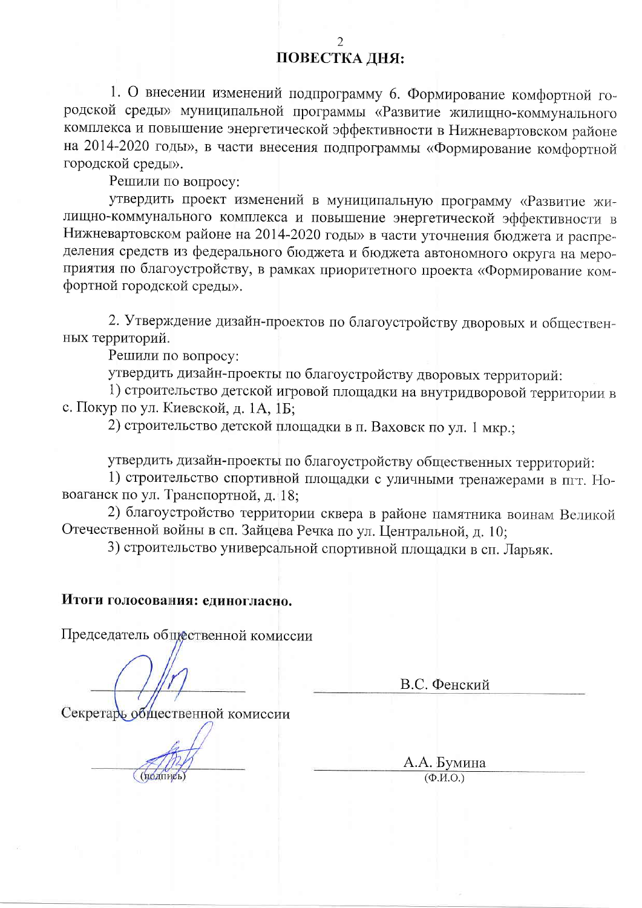## ПОВЕСТКА ДНЯ:

1. О внесении изменений подпрограмму 6. Формирование комфортной городской среды» муниципальной программы «Развитие жилищно-коммунального комплекса и повышение энергетической эффективности в Нижневартовском районе на 2014-2020 годы», в части внесения подпрограммы «Формирование комфортной городской среды».

Решили по вопросу:

утвердить проект изменений в муниципальную программу «Развитие жилищно-коммунального комплекса и повышение энергетической эффективности в Нижневартовском районе на 2014-2020 годы» в части уточнения бюджета и распределения средств из федерального бюджета и бюджета автономного округа на мероприятия по благоустройству, в рамках приоритетного проекта «Формирование комфортной городской среды».

2. Утверждение дизайн-проектов по благоустройству дворовых и общественных территорий.

Решили по вопросу:

утвердить дизайн-проекты по благоустройству дворовых территорий:

1) строительство детской игровой площадки на внутридворовой территории в с. Покур по ул. Киевской, д. 1А, 1Б;

2) строительство детской площадки в п. Ваховск по ул. 1 мкр.;

утвердить дизайн-проекты по благоустройству общественных территорий:

1) строительство спортивной площадки с уличными тренажерами в пгт. Новоаганск по ул. Транспортной, д. 18;

2) благоустройство территории сквера в районе памятника воинам Великой Отечественной войны в сп. Зайцева Речка по ул. Центральной, д. 10;

3) строительство универсальной спортивной площадки в сп. Ларьяк.

**Итоги голосования: единогласно.**

Председатель общественной комиссии

______________________ В.С. Фенский

Секретарь общественной комиссии

______________________ А.А. Бумина

(подпись) (Ф.И.О.)